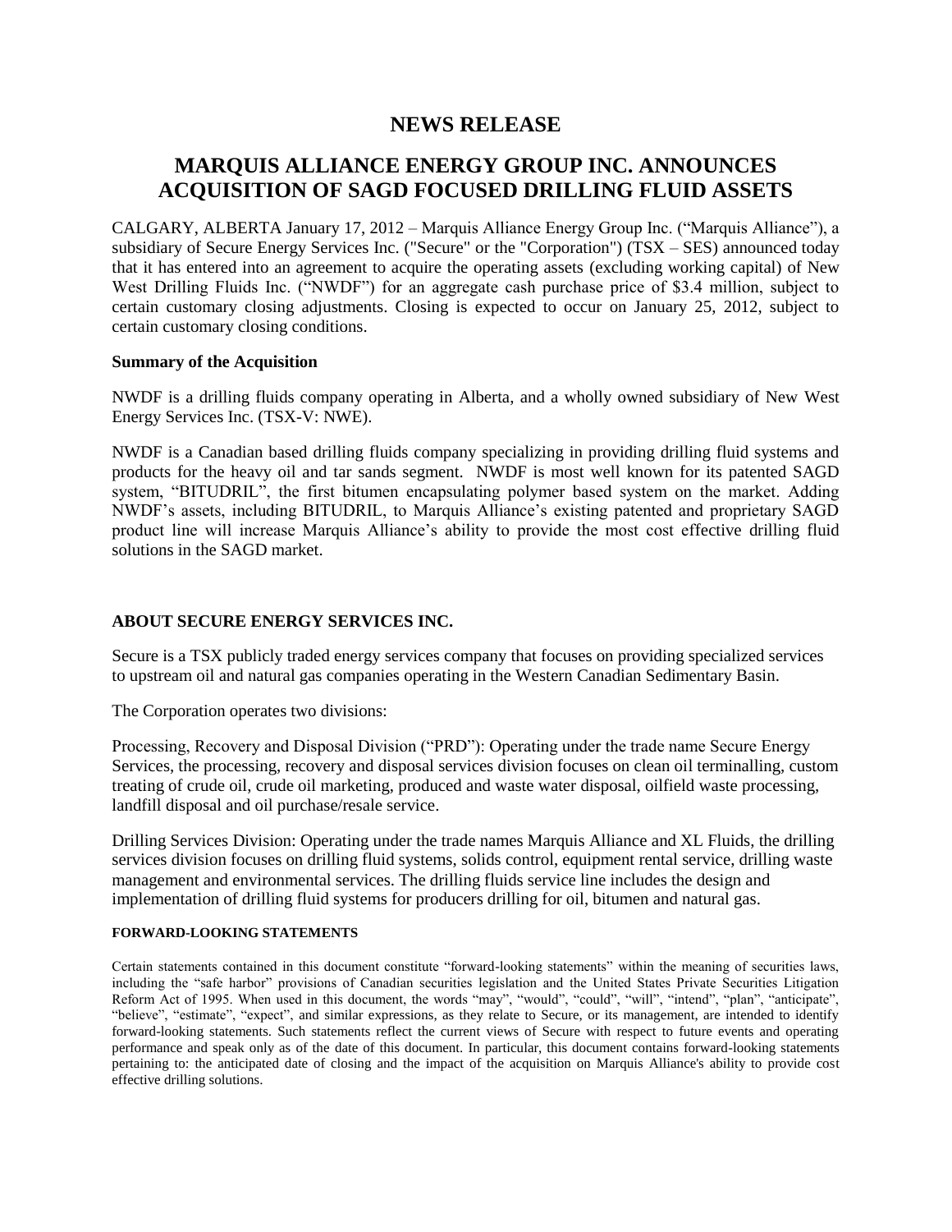# NEWS RELEASE

# MARQUIS ALLIANCE ENERGY GROUP INC. ANNOUNCES ACQUISITION OF SAGD FOCUSED DRILLING FLUID ASSETS

CALGARY, ALBERTA January 17, 2012 – Marquis Alliance Energy Group Inc. ("Marquis Alliance"), a subsidiary of Secure Energy Services Inc. ("Secure" or the "Corporation") (TSX – SES) announced today that it has entered into an agreement to acquire the operating assets (excluding working capital) of New West Drilling Fluids Inc. ("NWDF") for an aggregate cash purchase price of $3.4 million, subject to certain customary closing adjustments. Closing is expected to occur on January 25, 2012, subject to certain customary closing conditions.

**Summary of the Acquisition**

NWDF is a drilling fluids company operating in Alberta, and a wholly owned subsidiary of New West Energy Services Inc. (TSX-V: NWE).

NWDF is a Canadian based drilling fluids company specializing in providing drilling fluid systems and products for the heavy oil and tar sands segment. NWDF is most well known for its patented SAGD system, "BITUDRIL", the first bitumen encapsulating polymer based system on the market. Adding NWDF's assets, including BITUDRIL, to Marquis Alliance's existing patented and proprietary SAGD product line will increase Marquis Alliance's ability to provide the most cost effective drilling fluid solutions in the SAGD market.

**ABOUT SECURE ENERGY SERVICES INC.**

Secure is a TSX publicly traded energy services company that focuses on providing specialized services to upstream oil and natural gas companies operating in the Western Canadian Sedimentary Basin.

The Corporation operates two divisions:

Processing, Recovery and Disposal Division ("PRD"): Operating under the trade name Secure Energy Services, the processing, recovery and disposal services division focuses on clean oil terminalling, custom treating of crude oil, crude oil marketing, produced and waste water disposal, oilfield waste processing, landfill disposal and oil purchase/resale service.

Drilling Services Division: Operating under the trade names Marquis Alliance and XL Fluids, the drilling services division focuses on drilling fluid systems, solids control, equipment rental service, drilling waste management and environmental services. The drilling fluids service line includes the design and implementation of drilling fluid systems for producers drilling for oil, bitumen and natural gas.

**FORWARD-LOOKING STATEMENTS**

Certain statements contained in this document constitute "forward-looking statements" within the meaning of securities laws, including the "safe harbor" provisions of Canadian securities legislation and the United States Private Securities Litigation Reform Act of 1995. When used in this document, the words "may", "would", "could", "will", "intend", "plan", "anticipate", "believe", "estimate", "expect", and similar expressions, as they relate to Secure, or its management, are intended to identify forward-looking statements. Such statements reflect the current views of Secure with respect to future events and operating performance and speak only as of the date of this document. In particular, this document contains forward-looking statements pertaining to: the anticipated date of closing and the impact of the acquisition on Marquis Alliance's ability to provide cost effective drilling solutions.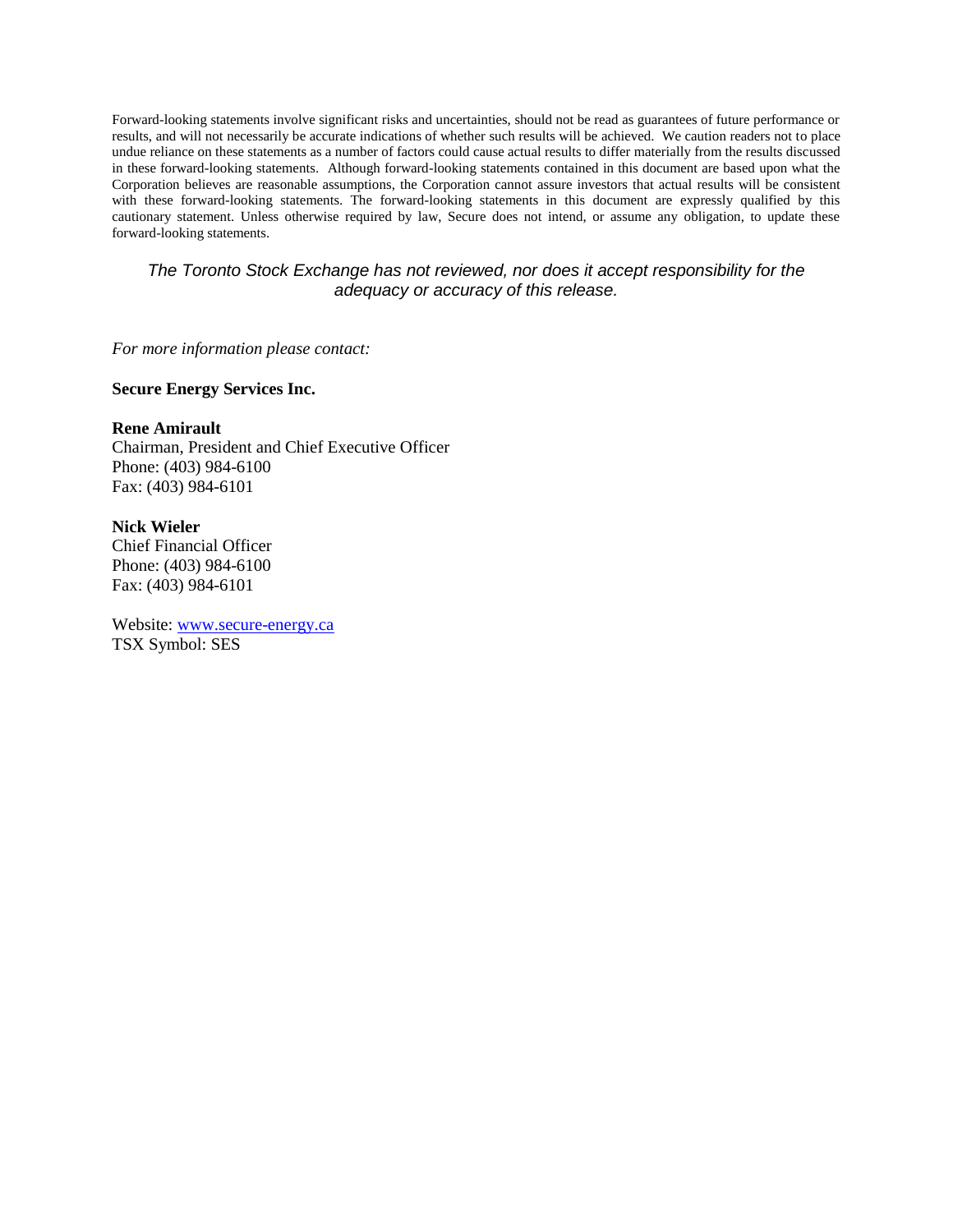Forward-looking statements involve significant risks and uncertainties, should not be read as guarantees of future performance or results, and will not necessarily be accurate indications of whether such results will be achieved. We caution readers not to place undue reliance on these statements as a number of factors could cause actual results to differ materially from the results discussed in these forward-looking statements. Although forward-looking statements contained in this document are based upon what the Corporation believes are reasonable assumptions, the Corporation cannot assure investors that actual results will be consistent with these forward-looking statements. The forward-looking statements in this document are expressly qualified by this cautionary statement. Unless otherwise required by law, Secure does not intend, or assume any obligation, to update these forward-looking statements.

*The Toronto Stock Exchange has not reviewed, nor does it accept responsibility for the adequacy or accuracy of this release.*

*For more information please contact:*

**Secure Energy Services Inc.**

**Rene Amirault**
Chairman, President and Chief Executive Officer
Phone: (403) 984-6100
Fax: (403) 984-6101

**Nick Wieler**
Chief Financial Officer
Phone: (403) 984-6100
Fax: (403) 984-6101

Website: www.secure-energy.ca
TSX Symbol: SES